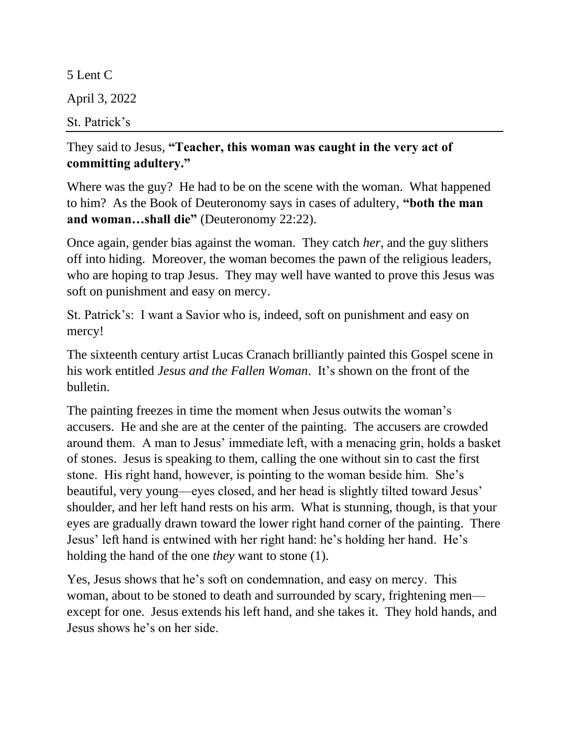5 Lent C

April 3, 2022

St. Patrick's

---

They said to Jesus, **"Teacher, this woman was caught in the very act of committing adultery."**

Where was the guy? He had to be on the scene with the woman. What happened to him? As the Book of Deuteronomy says in cases of adultery, **"both the man and woman…shall die"** (Deuteronomy 22:22).

Once again, gender bias against the woman. They catch *her*, and the guy slithers off into hiding. Moreover, the woman becomes the pawn of the religious leaders, who are hoping to trap Jesus. They may well have wanted to prove this Jesus was soft on punishment and easy on mercy.

St. Patrick's: I want a Savior who is, indeed, soft on punishment and easy on mercy!

The sixteenth century artist Lucas Cranach brilliantly painted this Gospel scene in his work entitled *Jesus and the Fallen Woman*. It's shown on the front of the bulletin.

The painting freezes in time the moment when Jesus outwits the woman's accusers. He and she are at the center of the painting. The accusers are crowded around them. A man to Jesus' immediate left, with a menacing grin, holds a basket of stones. Jesus is speaking to them, calling the one without sin to cast the first stone. His right hand, however, is pointing to the woman beside him. She's beautiful, very young—eyes closed, and her head is slightly tilted toward Jesus' shoulder, and her left hand rests on his arm. What is stunning, though, is that your eyes are gradually drawn toward the lower right hand corner of the painting. There Jesus' left hand is entwined with her right hand: he's holding her hand. He's holding the hand of the one *they* want to stone (1).

Yes, Jesus shows that he's soft on condemnation, and easy on mercy. This woman, about to be stoned to death and surrounded by scary, frightening men—except for one. Jesus extends his left hand, and she takes it. They hold hands, and Jesus shows he's on her side.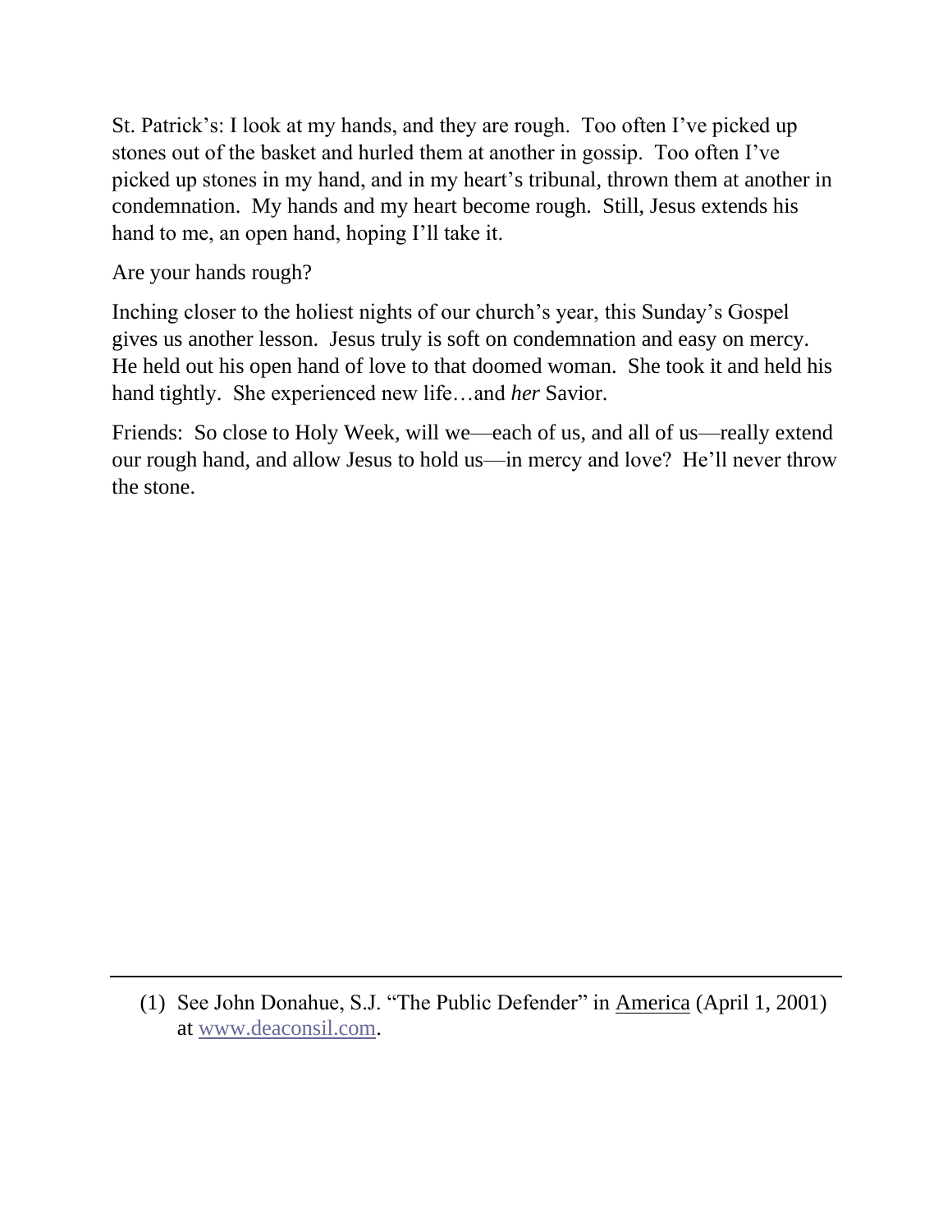St. Patrick's: I look at my hands, and they are rough. Too often I've picked up stones out of the basket and hurled them at another in gossip. Too often I've picked up stones in my hand, and in my heart's tribunal, thrown them at another in condemnation. My hands and my heart become rough. Still, Jesus extends his hand to me, an open hand, hoping I'll take it.

Are your hands rough?

Inching closer to the holiest nights of our church's year, this Sunday's Gospel gives us another lesson. Jesus truly is soft on condemnation and easy on mercy. He held out his open hand of love to that doomed woman. She took it and held his hand tightly. She experienced new life…and *her* Savior.

Friends: So close to Holy Week, will we—each of us, and all of us—really extend our rough hand, and allow Jesus to hold us—in mercy and love? He'll never throw the stone.

---

(1) See John Donahue, S.J. "The Public Defender" in America (April 1, 2001) at [www.deaconsil.com](http://www.deaconsil.com).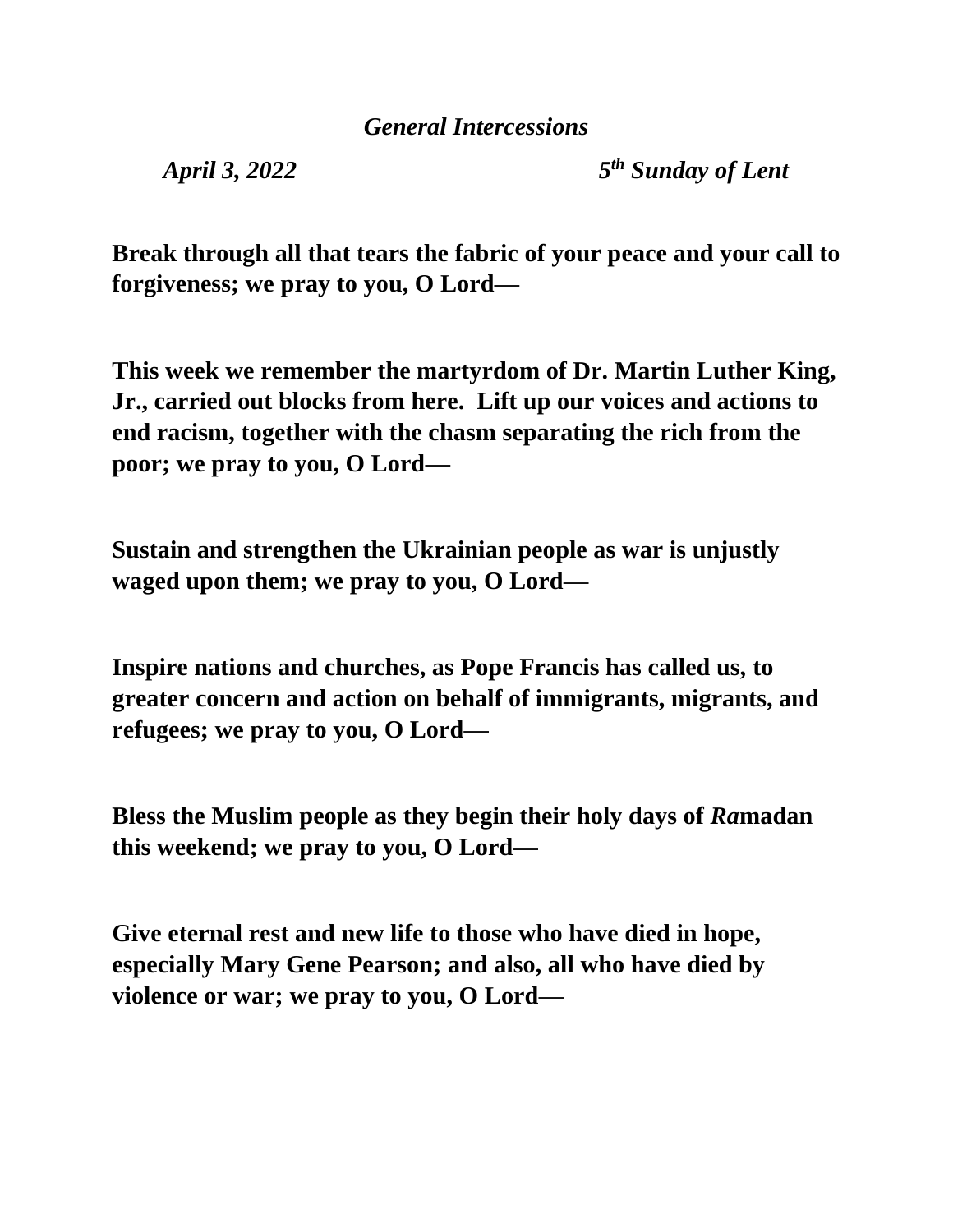*General Intercessions*

*April 3, 2022* *5th Sunday of Lent*

**Break through all that tears the fabric of your peace and your call to forgiveness; we pray to you, O Lord—**

**This week we remember the martyrdom of Dr. Martin Luther King, Jr., carried out blocks from here. Lift up our voices and actions to end racism, together with the chasm separating the rich from the poor; we pray to you, O Lord—**

**Sustain and strengthen the Ukrainian people as war is unjustly waged upon them; we pray to you, O Lord—**

**Inspire nations and churches, as Pope Francis has called us, to greater concern and action on behalf of immigrants, migrants, and refugees; we pray to you, O Lord—**

**Bless the Muslim people as they begin their holy days of *Ra*madan this weekend; we pray to you, O Lord—**

**Give eternal rest and new life to those who have died in hope, especially Mary Gene Pearson; and also, all who have died by violence or war; we pray to you, O Lord—**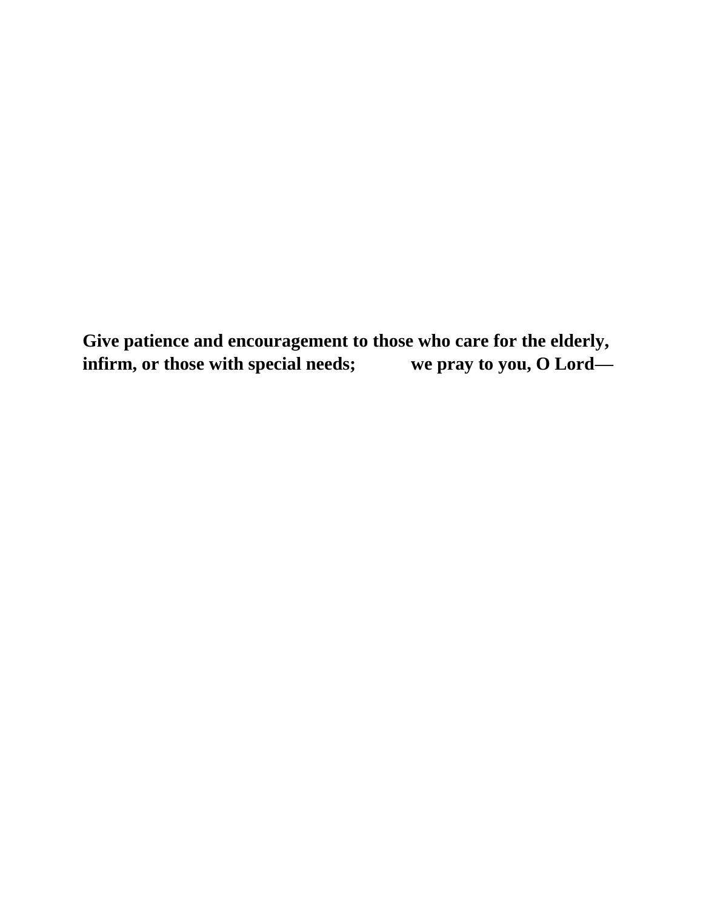**Give patience and encouragement to those who care for the elderly, infirm, or those with special needs; we pray to you, O Lord—**